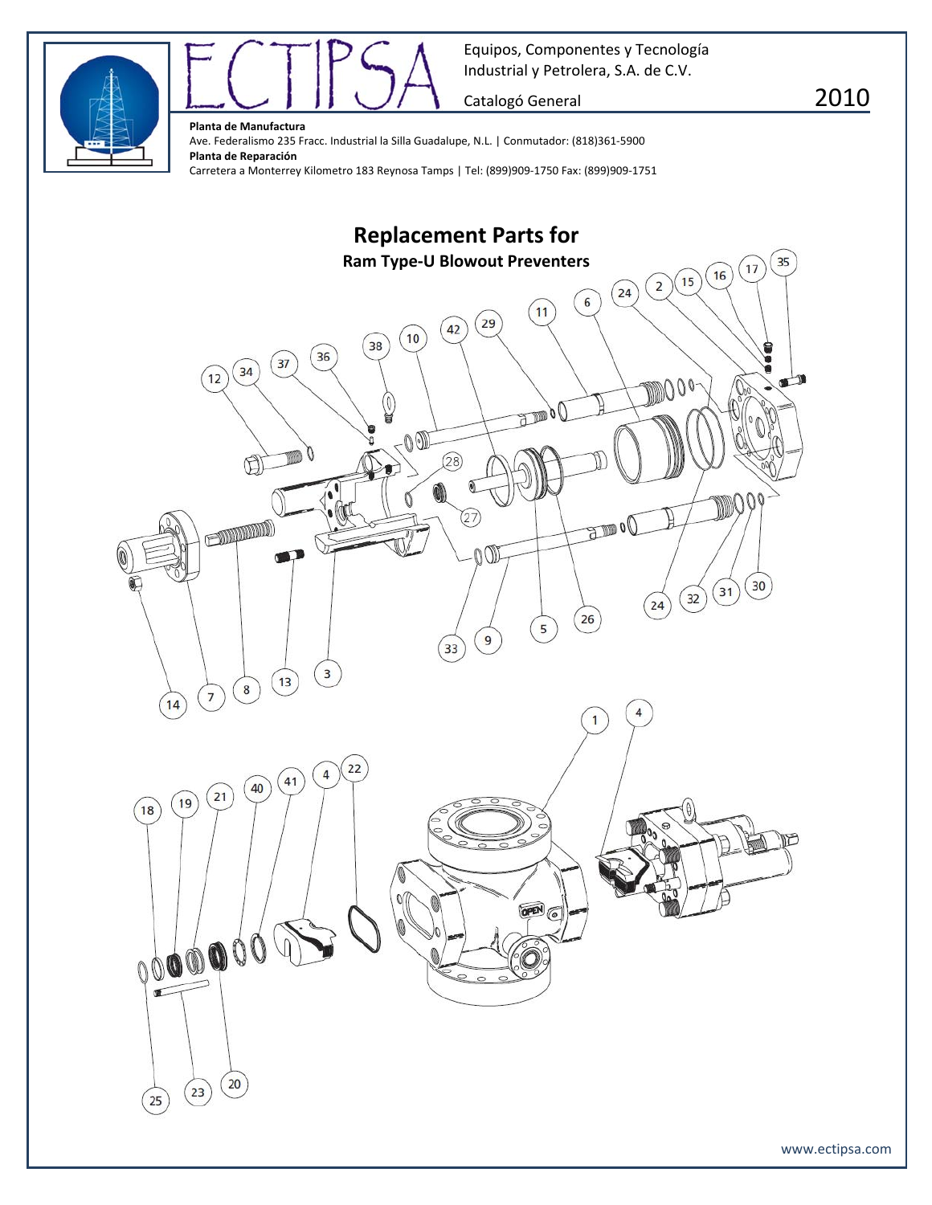ECTIPSA

Equipos, Componentes y Tecnología Industrial y Petrolera, S.A. de C.V.

Catalogó General

2010

**Planta de Manufactura**
Ave. Federalismo 235 Fracc. Industrial la Silla Guadalupe, N.L. | Conmutador: (818)361-5900
**Planta de Reparación**
Carretera a Monterrey Kilometro 183 Reynosa Tamps | Tel: (899)909-1750 Fax: (899)909-1751

## Replacement Parts for

### Ram Type-U Blowout Preventers

www.ectipsa.com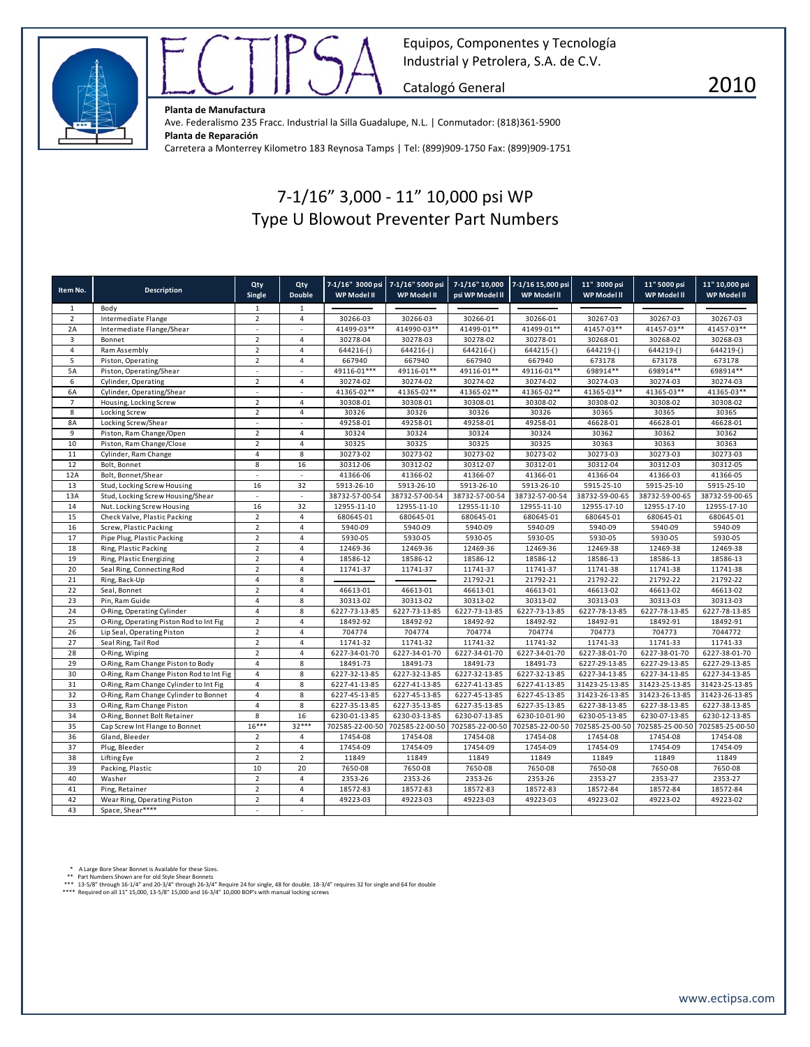# ECTIPSA

Equipos, Componentes y Tecnología Industrial y Petrolera, S.A. de C.V.

Catalogó General

2010

**Planta de Manufactura**
Ave. Federalismo 235 Fracc. Industrial la Silla Guadalupe, N.L. | Conmutador: (818)361-5900
**Planta de Reparación**
Carretera a Monterrey Kilometro 183 Reynosa Tamps | Tel: (899)909-1750 Fax: (899)909-1751

## 7-1/16" 3,000 - 11" 10,000 psi WP
## Type U Blowout Preventer Part Numbers

| Item No. | Description | Qty Single | Qty Double | 7-1/16" 3000 psi WP Model II | 7-1/16" 5000 psi WP Model II | 7-1/16" 10,000 psi WP Model II | 7-1/16 15,000 psi WP Model II | 11" 3000 psi WP Model II | 11" 5000 psi WP Model II | 11" 10,000 psi WP Model II |
|---|---|---|---|---|---|---|---|---|---|---|
| 1 | Body | 1 | 1 | ———— | ———— | ———— | ———— | ———— | ———— | ———— |
| 2 | Intermediate Flange | 2 | 4 | 30266-03 | 30266-03 | 30266-01 | 30266-01 | 30267-03 | 30267-03 | 30267-03 |
| 2A | Intermediate Flange/Shear | - | - | 41499-03** | 414990-03** | 41499-01** | 41499-01** | 41457-03** | 41457-03** | 41457-03** |
| 3 | Bonnet | 2 | 4 | 30278-04 | 30278-03 | 30278-02 | 30278-01 | 30268-01 | 30268-02 | 30268-03 |
| 4 | Ram Assembly | 2 | 4 | 644216-() | 644216-() | 644216-() | 644215-() | 644219-() | 644219-() | 644219-() |
| 5 | Piston, Operating | 2 | 4 | 667940 | 667940 | 667940 | 667940 | 673178 | 673178 | 673178 |
| 5A | Piston, Operating/Shear | - | - | 49116-01*** | 49116-01** | 49116-01** | 49116-01** | 698914** | 698914** | 698914** |
| 6 | Cylinder, Operating | 2 | 4 | 30274-02 | 30274-02 | 30274-02 | 30274-02 | 30274-03 | 30274-03 | 30274-03 |
| 6A | Cylinder, Operating/Shear | - | - | 41365-02** | 41365-02** | 41365-02** | 41365-02** | 41365-03** | 41365-03** | 41365-03** |
| 7 | Housing, Locking Screw | 2 | 4 | 30308-01 | 30308-01 | 30308-01 | 30308-01 | 30308-02 | 30308-02 | 30308-02 |
| 8 | Locking Screw | 2 | 4 | 30326 | 30326 | 30326 | 30326 | 30365 | 30365 | 30365 |
| 8A | Locking Screw/Shear | - | - | 49258-01 | 49258-01 | 49258-01 | 49258-01 | 46628-01 | 46628-01 | 46628-01 |
| 9 | Piston, Ram Change/Open | 2 | 4 | 30324 | 30324 | 30324 | 30324 | 30362 | 30362 | 30362 |
| 10 | Piston, Ram Change/Close | 2 | 4 | 30325 | 30325 | 30325 | 30325 | 30363 | 30363 | 30363 |
| 11 | Cylinder, Ram Change | 4 | 8 | 30273-02 | 30273-02 | 30273-02 | 30273-02 | 30273-03 | 30273-03 | 30273-03 |
| 12 | Bolt, Bonnet | 8 | 16 | 30312-06 | 30312-02 | 30312-07 | 30312-01 | 30312-04 | 30312-03 | 30312-05 |
| 12A | Bolt, Bonnet/Shear | - | - | 41366-06 | 41366-02 | 41366-07 | 41366-01 | 41366-04 | 41366-03 | 41366-05 |
| 13 | Stud, Locking Screw Housing | 16 | 32 | 5913-26-10 | 5913-26-10 | 5913-26-10 | 5913-26-10 | 5915-25-10 | 5915-25-10 | 5915-25-10 |
| 13A | Stud, Locking Screw Housing/Shear | - | - | 38732-57-00-54 | 38732-57-00-54 | 38732-57-00-54 | 38732-57-00-54 | 38732-59-00-65 | 38732-59-00-65 | 38732-59-00-65 |
| 14 | Nut. Locking Screw Housing | 16 | 32 | 12955-11-10 | 12955-11-10 | 12955-11-10 | 12955-11-10 | 12955-17-10 | 12955-17-10 | 12955-17-10 |
| 15 | Check Valve, Plastic Packing | 2 | 4 | 680645-01 | 680645-01 | 680645-01 | 680645-01 | 680645-01 | 680645-01 | 680645-01 |
| 16 | Screw, Plastic Packing | 2 | 4 | 5940-09 | 5940-09 | 5940-09 | 5940-09 | 5940-09 | 5940-09 | 5940-09 |
| 17 | Pipe Plug, Plastic Packing | 2 | 4 | 5930-05 | 5930-05 | 5930-05 | 5930-05 | 5930-05 | 5930-05 | 5930-05 |
| 18 | Ring, Plastic Packing | 2 | 4 | 12469-36 | 12469-36 | 12469-36 | 12469-36 | 12469-38 | 12469-38 | 12469-38 |
| 19 | Ring, Plastic Energizing | 2 | 4 | 18586-12 | 18586-12 | 18586-12 | 18586-12 | 18586-13 | 18586-13 | 18586-13 |
| 20 | Seal Ring, Connecting Rod | 2 | 4 | 11741-37 | 11741-37 | 11741-37 | 11741-37 | 11741-38 | 11741-38 | 11741-38 |
| 21 | Ring, Back-Up | 4 | 8 | ———— | ———— | 21792-21 | 21792-21 | 21792-22 | 21792-22 | 21792-22 |
| 22 | Seal, Bonnet | 2 | 4 | 46613-01 | 46613-01 | 46613-01 | 46613-01 | 46613-02 | 46613-02 | 46613-02 |
| 23 | Pin, Ram Guide | 4 | 8 | 30313-02 | 30313-02 | 30313-02 | 30313-02 | 30313-03 | 30313-03 | 30313-03 |
| 24 | O-Ring, Operating Cylinder | 4 | 8 | 6227-73-13-85 | 6227-73-13-85 | 6227-73-13-85 | 6227-73-13-85 | 6227-78-13-85 | 6227-78-13-85 | 6227-78-13-85 |
| 25 | O-Ring, Operating Piston Rod to Int Fig | 2 | 4 | 18492-92 | 18492-92 | 18492-92 | 18492-92 | 18492-91 | 18492-91 | 18492-91 |
| 26 | Lip Seal, Operating Piston | 2 | 4 | 704774 | 704774 | 704774 | 704774 | 704773 | 704773 | 7044772 |
| 27 | Seal Ring, Tail Rod | 2 | 4 | 11741-32 | 11741-32 | 11741-32 | 11741-32 | 11741-33 | 11741-33 | 11741-33 |
| 28 | O-Ring, Wiping | 2 | 4 | 6227-34-01-70 | 6227-34-01-70 | 6227-34-01-70 | 6227-34-01-70 | 6227-38-01-70 | 6227-38-01-70 | 6227-38-01-70 |
| 29 | O-Ring, Ram Change Piston to Body | 4 | 8 | 18491-73 | 18491-73 | 18491-73 | 18491-73 | 6227-29-13-85 | 6227-29-13-85 | 6227-29-13-85 |
| 30 | O-Ring, Ram Change Piston Rod to Int Fig | 4 | 8 | 6227-32-13-85 | 6227-32-13-85 | 6227-32-13-85 | 6227-32-13-85 | 6227-34-13-85 | 6227-34-13-85 | 6227-34-13-85 |
| 31 | O-Ring, Ram Change Cylinder to Int Fig | 4 | 8 | 6227-41-13-85 | 6227-41-13-85 | 6227-41-13-85 | 6227-41-13-85 | 31423-25-13-85 | 31423-25-13-85 | 31423-25-13-85 |
| 32 | O-Ring, Ram Change Cylinder to Bonnet | 4 | 8 | 6227-45-13-85 | 6227-45-13-85 | 6227-45-13-85 | 6227-45-13-85 | 31423-26-13-85 | 31423-26-13-85 | 31423-26-13-85 |
| 33 | O-Ring, Ram Change Piston | 4 | 8 | 6227-35-13-85 | 6227-35-13-85 | 6227-35-13-85 | 6227-35-13-85 | 6227-38-13-85 | 6227-38-13-85 | 6227-38-13-85 |
| 34 | O-Ring, Bonnet Bolt Retainer | 8 | 16 | 6230-01-13-85 | 6230-03-13-85 | 6230-07-13-85 | 6230-10-01-90 | 6230-05-13-85 | 6230-07-13-85 | 6230-12-13-85 |
| 35 | Cap Screw Int Flange to Bonnet | 16*** | 32*** | 702585-22-00-50 | 702585-22-00-50 | 702585-22-00-50 | 702585-22-00-50 | 702585-25-00-50 | 702585-25-00-50 | 702585-25-00-50 |
| 36 | Gland, Bleeder | 2 | 4 | 17454-08 | 17454-08 | 17454-08 | 17454-08 | 17454-08 | 17454-08 | 17454-08 |
| 37 | Plug, Bleeder | 2 | 4 | 17454-09 | 17454-09 | 17454-09 | 17454-09 | 17454-09 | 17454-09 | 17454-09 |
| 38 | Lifting Eye | 2 | 2 | 11849 | 11849 | 11849 | 11849 | 11849 | 11849 | 11849 |
| 39 | Packing, Plastic | 10 | 20 | 7650-08 | 7650-08 | 7650-08 | 7650-08 | 7650-08 | 7650-08 | 7650-08 |
| 40 | Washer | 2 | 4 | 2353-26 | 2353-26 | 2353-26 | 2353-26 | 2353-27 | 2353-27 | 2353-27 |
| 41 | Ping, Retainer | 2 | 4 | 18572-83 | 18572-83 | 18572-83 | 18572-83 | 18572-84 | 18572-84 | 18572-84 |
| 42 | Wear Ring, Operating Piston | 2 | 4 | 49223-03 | 49223-03 | 49223-03 | 49223-03 | 49223-02 | 49223-02 | 49223-02 |
| 43 | Space, Shear**** | - | - | | | | | | | |

\* A Large Bore Shear Bonnet is Available for these Sizes.
\** Part Numbers Shown are for old Style Shear Bonnets
\*** 13-5/8" through 16-1/4" and 20-3/4" through 26-3/4" Require 24 for single, 48 for double. 18-3/4" requires 32 for single and 64 for double
\**** Required on all 11" 15,000, 13-5/8" 15,000 and 16-3/4" 10,000 BOP's with manual locking screws

www.ectipsa.com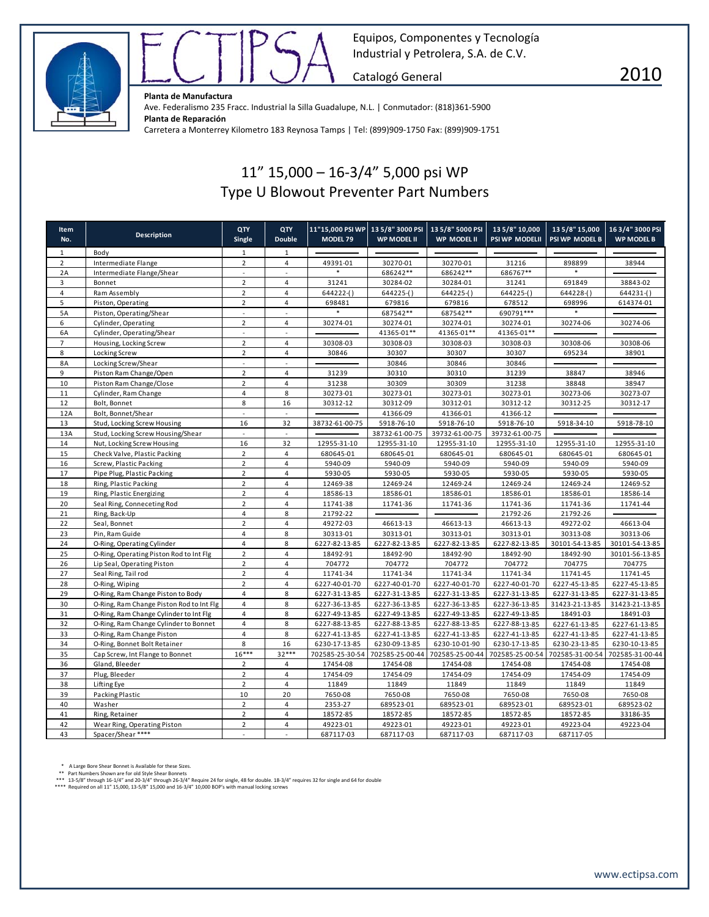Equipos, Componentes y Tecnología Industrial y Petrolera, S.A. de C.V.

Catalogó General

2010

**Planta de Manufactura**
Ave. Federalismo 235 Fracc. Industrial la Silla Guadalupe, N.L. | Conmutador: (818)361-5900
**Planta de Reparación**
Carretera a Monterrey Kilometro 183 Reynosa Tamps | Tel: (899)909-1750 Fax: (899)909-1751

# 11" 15,000 – 16-3/4" 5,000 psi WP
## Type U Blowout Preventer Part Numbers

| Item No. | Description | QTY Single | QTY Double | 11"15,000 PSI WP MODEL 79 | 13 5/8" 3000 PSI WP MODEL II | 13 5/8" 5000 PSI WP MODEL II | 13 5/8" 10,000 PSI WP MODELII | 13 5/8" 15,000 PSI WP MODEL B | 16 3/4" 3000 PSI WP MODEL B |
|---|---|---|---|---|---|---|---|---|---|
| 1 | Body | 1 | 1 | ——— | ——— | ——— | ——— | ——— | ——— |
| 2 | Intermediate Flange | 2 | 4 | 49391-01 | 30270-01 | 30270-01 | 31216 | 898899 | 38944 |
| 2A | Intermediate Flange/Shear | - | - | * | 686242** | 686242** | 686767** | * | ——— |
| 3 | Bonnet | 2 | 4 | 31241 | 30284-02 | 30284-01 | 31241 | 691849 | 38843-02 |
| 4 | Ram Assembly | 2 | 4 | 644222-() | 644225-() | 644225-() | 644225-() | 644228-() | 644231-() |
| 5 | Piston, Operating | 2 | 4 | 698481 | 679816 | 679816 | 678512 | 698996 | 614374-01 |
| 5A | Piston, Operating/Shear | - | - | * | 687542** | 687542** | 690791*** | * | ——— |
| 6 | Cylinder, Operating | 2 | 4 | 30274-01 | 30274-01 | 30274-01 | 30274-01 | 30274-06 | 30274-06 |
| 6A | Cylinder, Operating/Shear | - | - | ——— | 41365-01** | 41365-01** | 41365-01** | ——— | ——— |
| 7 | Housing, Locking Screw | 2 | 4 | 30308-03 | 30308-03 | 30308-03 | 30308-03 | 30308-06 | 30308-06 |
| 8 | Locking Screw | 2 | 4 | 30846 | 30307 | 30307 | 30307 | 695234 | 38901 |
| 8A | Locking Screw/Shear | - | - | ——— | 30846 | 30846 | 30846 | ——— | ——— |
| 9 | Piston Ram Change/Open | 2 | 4 | 31239 | 30310 | 30310 | 31239 | 38847 | 38946 |
| 10 | Piston Ram Change/Close | 2 | 4 | 31238 | 30309 | 30309 | 31238 | 38848 | 38947 |
| 11 | Cylinder, Ram Change | 4 | 8 | 30273-01 | 30273-01 | 30273-01 | 30273-01 | 30273-06 | 30273-07 |
| 12 | Bolt, Bonnet | 8 | 16 | 30312-12 | 30312-09 | 30312-01 | 30312-12 | 30312-25 | 30312-17 |
| 12A | Bolt, Bonnet/Shear | - | - | ——— | 41366-09 | 41366-01 | 41366-12 | ——— | ——— |
| 13 | Stud, Locking Screw Housing | 16 | 32 | 38732-61-00-75 | 5918-76-10 | 5918-76-10 | 5918-76-10 | 5918-34-10 | 5918-78-10 |
| 13A | Stud, Locking Screw Housing/Shear | - | - | ——— | 38732-61-00-75 | 39732-61-00-75 | 39732-61-00-75 | ——— | ——— |
| 14 | Nut, Locking Screw Housing | 16 | 32 | 12955-31-10 | 12955-31-10 | 12955-31-10 | 12955-31-10 | 12955-31-10 | 12955-31-10 |
| 15 | Check Valve, Plastic Packing | 2 | 4 | 680645-01 | 680645-01 | 680645-01 | 680645-01 | 680645-01 | 680645-01 |
| 16 | Screw, Plastic Packing | 2 | 4 | 5940-09 | 5940-09 | 5940-09 | 5940-09 | 5940-09 | 5940-09 |
| 17 | Pipe Plug, Plastic Packing | 2 | 4 | 5930-05 | 5930-05 | 5930-05 | 5930-05 | 5930-05 | 5930-05 |
| 18 | Ring, Plastic Packing | 2 | 4 | 12469-38 | 12469-24 | 12469-24 | 12469-24 | 12469-24 | 12469-52 |
| 19 | Ring, Plastic Energizing | 2 | 4 | 18586-13 | 18586-01 | 18586-01 | 18586-01 | 18586-01 | 18586-14 |
| 20 | Seal Ring, Conneceting Rod | 2 | 4 | 11741-38 | 11741-36 | 11741-36 | 11741-36 | 11741-36 | 11741-44 |
| 21 | Ring, Back-Up | 4 | 8 | 21792-22 | ——— | ——— | 21792-26 | 21792-26 | ——— |
| 22 | Seal, Bonnet | 2 | 4 | 49272-03 | 46613-13 | 46613-13 | 46613-13 | 49272-02 | 46613-04 |
| 23 | Pin, Ram Guide | 4 | 8 | 30313-01 | 30313-01 | 30313-01 | 30313-01 | 30313-08 | 30313-06 |
| 24 | O-Ring, Operating Cylinder | 4 | 8 | 6227-82-13-85 | 6227-82-13-85 | 6227-82-13-85 | 6227-82-13-85 | 30101-54-13-85 | 30101-54-13-85 |
| 25 | O-Ring, Operating Piston Rod to Int Flg | 2 | 4 | 18492-91 | 18492-90 | 18492-90 | 18492-90 | 18492-90 | 30101-56-13-85 |
| 26 | Lip Seal, Operating Cylinder | 2 | 4 | 704772 | 704772 | 704772 | 704772 | 704775 | 704775 |
| 27 | Seal Ring, Tail rod | 2 | 4 | 11741-34 | 11741-34 | 11741-34 | 11741-34 | 11741-45 | 11741-45 |
| 28 | O-Ring, Wiping | 2 | 4 | 6227-40-01-70 | 6227-40-01-70 | 6227-40-01-70 | 6227-40-01-70 | 6227-45-13-85 | 6227-45-13-85 |
| 29 | O-Ring, Ram Change Piston to Body | 4 | 8 | 6227-31-13-85 | 6227-31-13-85 | 6227-31-13-85 | 6227-31-13-85 | 6227-31-13-85 | 6227-31-13-85 |
| 30 | O-Ring, Ram Change Piston Rod to Int Flg | 4 | 8 | 6227-36-13-85 | 6227-36-13-85 | 6227-36-13-85 | 6227-36-13-85 | 31423-21-13-85 | 31423-21-13-85 |
| 31 | O-Ring, Ram Change Cylinder to Int Flg | 4 | 8 | 6227-49-13-85 | 6227-49-13-85 | 6227-49-13-85 | 6227-49-13-85 | 18491-03 | 18491-03 |
| 32 | O-Ring, Ram Change Cylinder to Bonnet | 4 | 8 | 6227-88-13-85 | 6227-88-13-85 | 6227-88-13-85 | 6227-88-13-85 | 6227-61-13-85 | 6227-61-13-85 |
| 33 | O-Ring, Ram Change Piston | 4 | 8 | 6227-41-13-85 | 6227-41-13-85 | 6227-41-13-85 | 6227-41-13-85 | 6227-41-13-85 | 6227-41-13-85 |
| 34 | O-Ring, Bonnet Bolt Retainer | 8 | 16 | 6230-17-13-85 | 6230-09-13-85 | 6230-10-01-90 | 6230-17-13-85 | 6230-23-13-85 | 6230-10-13-85 |
| 35 | Cap Screw, Int Flange to Bonnet | 16*** | 32*** | 702585-25-30-54 | 702585-25-00-44 | 702585-25-00-44 | 702585-25-00-54 | 702585-31-00-54 | 702585-31-00-44 |
| 36 | Gland, Bleeder | 2 | 4 | 17454-08 | 17454-08 | 17454-08 | 17454-08 | 17454-08 | 17454-08 |
| 37 | Plug, Bleeder | 2 | 4 | 17454-09 | 17454-09 | 17454-09 | 17454-09 | 17454-09 | 17454-09 |
| 38 | Lifting Eye | 2 | 4 | 11849 | 11849 | 11849 | 11849 | 11849 | 11849 |
| 39 | Packing Plastic | 10 | 20 | 7650-08 | 7650-08 | 7650-08 | 7650-08 | 7650-08 | 7650-08 |
| 40 | Washer | 2 | 4 | 2353-27 | 689523-01 | 689523-01 | 689523-01 | 689523-01 | 689523-02 |
| 41 | Ring, Retainer | 2 | 4 | 18572-85 | 18572-85 | 18572-85 | 18572-85 | 18572-85 | 33186-35 |
| 42 | Wear Ring, Operating Piston | 2 | 4 | 49223-01 | 49223-01 | 49223-01 | 49223-01 | 49223-04 | 49223-04 |
| 43 | Spacer/Shear **** | - | - | 687117-03 | 687117-03 | 687117-03 | 687117-03 | 687117-05 | |

\* A Large Bore Shear Bonnet is Available for these Sizes.
\** Part Numbers Shown are for old Style Shear Bonnets
\*** 13-5/8" through 16-1/4" and 20-3/4" through 26-3/4" Require 24 for single, 48 for double. 18-3/4" requires 32 for single and 64 for double
\**** Required on all 11" 15,000, 13-5/8" 15,000 and 16-3/4" 10,000 BOP's with manual locking screws

www.ectipsa.com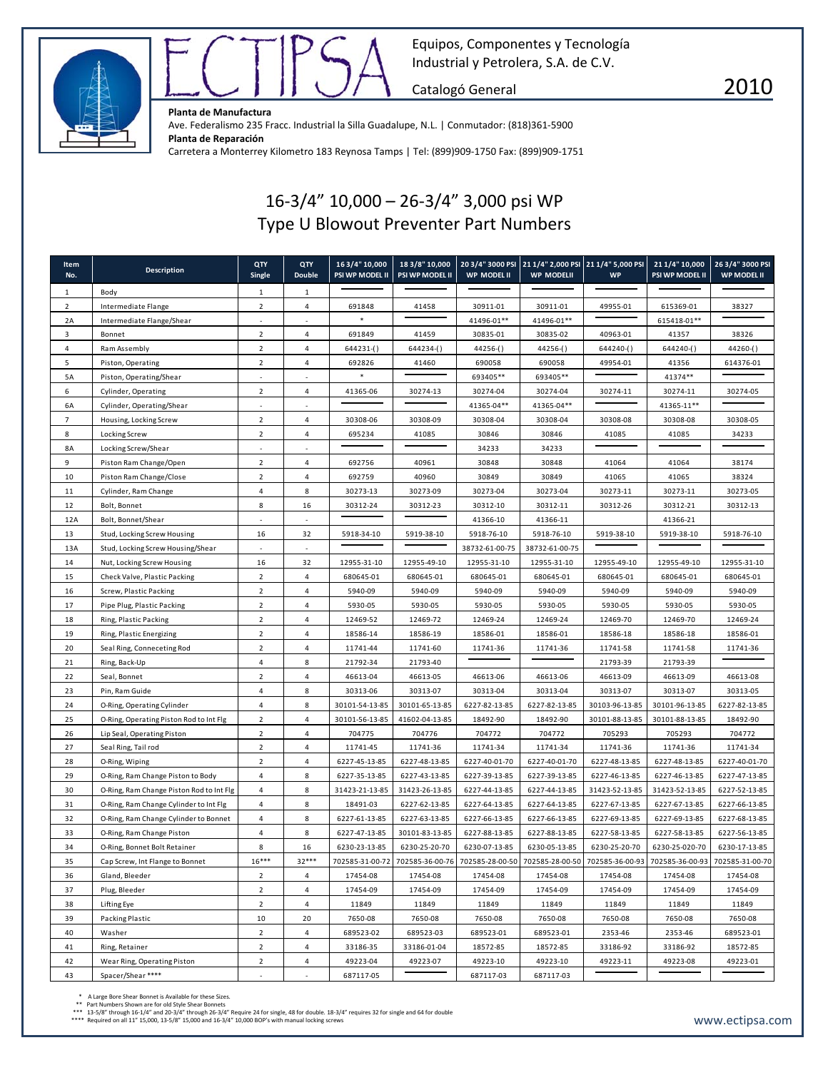ECTIPSA

Equipos, Componentes y Tecnología Industrial y Petrolera, S.A. de C.V.

Catalogó General

2010

**Planta de Manufactura**
Ave. Federalismo 235 Fracc. Industrial la Silla Guadalupe, N.L. | Conmutador: (818)361-5900
**Planta de Reparación**
Carretera a Monterrey Kilometro 183 Reynosa Tamps | Tel: (899)909-1750 Fax: (899)909-1751

## 16-3/4" 10,000 – 26-3/4" 3,000 psi WP
## Type U Blowout Preventer Part Numbers

| Item No. | Description | QTY Single | QTY Double | 16 3/4" 10,000 PSI WP MODEL II | 18 3/8" 10,000 PSI WP MODEL II | 20 3/4" 3000 PSI WP MODEL II | 21 1/4" 2,000 PSI WP MODELII | 21 1/4" 5,000 PSI WP | 21 1/4" 10,000 PSI WP MODEL II | 26 3/4" 3000 PSI WP MODEL II |
|---|---|---|---|---|---|---|---|---|---|---|
| 1 | Body | 1 | 1 | | | | | | | |
| 2 | Intermediate Flange | 2 | 4 | 691848 | 41458 | 30911-01 | 30911-01 | 49955-01 | 615369-01 | 38327 |
| 2A | Intermediate Flange/Shear | - | - | * | | 41496-01** | 41496-01** | | 615418-01** | |
| 3 | Bonnet | 2 | 4 | 691849 | 41459 | 30835-01 | 30835-02 | 40963-01 | 41357 | 38326 |
| 4 | Ram Assembly | 2 | 4 | 644231-() | 644234-() | 44256-() | 44256-() | 644240-() | 644240-() | 44260-() |
| 5 | Piston, Operating | 2 | 4 | 692826 | 41460 | 690058 | 690058 | 49954-01 | 41356 | 614376-01 |
| 5A | Piston, Operating/Shear | - | - | * | | 693405** | 693405** | | 41374** | |
| 6 | Cylinder, Operating | 2 | 4 | 41365-06 | 30274-13 | 30274-04 | 30274-04 | 30274-11 | 30274-11 | 30274-05 |
| 6A | Cylinder, Operating/Shear | - | - | | | 41365-04** | 41365-04** | | 41365-11** | |
| 7 | Housing, Locking Screw | 2 | 4 | 30308-06 | 30308-09 | 30308-04 | 30308-04 | 30308-08 | 30308-08 | 30308-05 |
| 8 | Locking Screw | 2 | 4 | 695234 | 41085 | 30846 | 30846 | 41085 | 41085 | 34233 |
| 8A | Locking Screw/Shear | - | - | | | 34233 | 34233 | | | |
| 9 | Piston Ram Change/Open | 2 | 4 | 692756 | 40961 | 30848 | 30848 | 41064 | 41064 | 38174 |
| 10 | Piston Ram Change/Close | 2 | 4 | 692759 | 40960 | 30849 | 30849 | 41065 | 41065 | 38324 |
| 11 | Cylinder, Ram Change | 4 | 8 | 30273-13 | 30273-09 | 30273-04 | 30273-04 | 30273-11 | 30273-11 | 30273-05 |
| 12 | Bolt, Bonnet | 8 | 16 | 30312-24 | 30312-23 | 30312-10 | 30312-11 | 30312-26 | 30312-21 | 30312-13 |
| 12A | Bolt, Bonnet/Shear | - | - | | | 41366-10 | 41366-11 | | 41366-21 | |
| 13 | Stud, Locking Screw Housing | 16 | 32 | 5918-34-10 | 5919-38-10 | 5918-76-10 | 5918-76-10 | 5919-38-10 | 5919-38-10 | 5918-76-10 |
| 13A | Stud, Locking Screw Housing/Shear | - | - | | | 38732-61-00-75 | 38732-61-00-75 | | | |
| 14 | Nut, Locking Screw Housing | 16 | 32 | 12955-31-10 | 12955-49-10 | 12955-31-10 | 12955-31-10 | 12955-49-10 | 12955-49-10 | 12955-31-10 |
| 15 | Check Valve, Plastic Packing | 2 | 4 | 680645-01 | 680645-01 | 680645-01 | 680645-01 | 680645-01 | 680645-01 | 680645-01 |
| 16 | Screw, Plastic Packing | 2 | 4 | 5940-09 | 5940-09 | 5940-09 | 5940-09 | 5940-09 | 5940-09 | 5940-09 |
| 17 | Pipe Plug, Plastic Packing | 2 | 4 | 5930-05 | 5930-05 | 5930-05 | 5930-05 | 5930-05 | 5930-05 | 5930-05 |
| 18 | Ring, Plastic Packing | 2 | 4 | 12469-52 | 12469-72 | 12469-24 | 12469-24 | 12469-70 | 12469-70 | 12469-24 |
| 19 | Ring, Plastic Energizing | 2 | 4 | 18586-14 | 18586-19 | 18586-01 | 18586-01 | 18586-18 | 18586-18 | 18586-01 |
| 20 | Seal Ring, Conneceting Rod | 2 | 4 | 11741-44 | 11741-60 | 11741-36 | 11741-36 | 11741-58 | 11741-58 | 11741-36 |
| 21 | Ring, Back-Up | 4 | 8 | 21792-34 | 21793-40 | | | 21793-39 | 21793-39 | |
| 22 | Seal, Bonnet | 2 | 4 | 46613-04 | 46613-05 | 46613-06 | 46613-06 | 46613-09 | 46613-09 | 46613-08 |
| 23 | Pin, Ram Guide | 4 | 8 | 30313-06 | 30313-07 | 30313-04 | 30313-04 | 30313-07 | 30313-07 | 30313-05 |
| 24 | O-Ring, Operating Cylinder | 4 | 8 | 30101-54-13-85 | 30101-65-13-85 | 6227-82-13-85 | 6227-82-13-85 | 30103-96-13-85 | 30101-96-13-85 | 6227-82-13-85 |
| 25 | O-Ring, Operating Piston Rod to Int Flg | 2 | 4 | 30101-56-13-85 | 41602-04-13-85 | 18492-90 | 18492-90 | 30101-88-13-85 | 30101-88-13-85 | 18492-90 |
| 26 | Lip Seal, Operating Piston | 2 | 4 | 704775 | 704776 | 704772 | 704772 | 705293 | 705293 | 704772 |
| 27 | Seal Ring, Tail rod | 2 | 4 | 11741-45 | 11741-36 | 11741-34 | 11741-34 | 11741-36 | 11741-36 | 11741-34 |
| 28 | O-Ring, Wiping | 2 | 4 | 6227-45-13-85 | 6227-48-13-85 | 6227-40-01-70 | 6227-40-01-70 | 6227-48-13-85 | 6227-48-13-85 | 6227-40-01-70 |
| 29 | O-Ring, Ram Change Piston to Body | 4 | 8 | 6227-35-13-85 | 6227-43-13-85 | 6227-39-13-85 | 6227-39-13-85 | 6227-46-13-85 | 6227-46-13-85 | 6227-47-13-85 |
| 30 | O-Ring, Ram Change Piston Rod to Int Flg | 4 | 8 | 31423-21-13-85 | 31423-26-13-85 | 6227-44-13-85 | 6227-44-13-85 | 31423-52-13-85 | 31423-52-13-85 | 6227-52-13-85 |
| 31 | O-Ring, Ram Change Cylinder to Int Flg | 4 | 8 | 18491-03 | 6227-62-13-85 | 6227-64-13-85 | 6227-64-13-85 | 6227-67-13-85 | 6227-67-13-85 | 6227-66-13-85 |
| 32 | O-Ring, Ram Change Cylinder to Bonnet | 4 | 8 | 6227-61-13-85 | 6227-63-13-85 | 6227-66-13-85 | 6227-66-13-85 | 6227-69-13-85 | 6227-69-13-85 | 6227-68-13-85 |
| 33 | O-Ring, Ram Change Piston | 4 | 8 | 6227-47-13-85 | 30101-83-13-85 | 6227-88-13-85 | 6227-88-13-85 | 6227-58-13-85 | 6227-58-13-85 | 6227-56-13-85 |
| 34 | O-Ring, Bonnet Bolt Retainer | 8 | 16 | 6230-23-13-85 | 6230-25-20-70 | 6230-07-13-85 | 6230-05-13-85 | 6230-25-20-70 | 6230-25-020-70 | 6230-17-13-85 |
| 35 | Cap Screw, Int Flange to Bonnet | 16*** | 32*** | 702585-31-00-72 | 702585-36-00-76 | 702585-28-00-50 | 702585-28-00-50 | 702585-36-00-93 | 702585-36-00-93 | 702585-31-00-70 |
| 36 | Gland, Bleeder | 2 | 4 | 17454-08 | 17454-08 | 17454-08 | 17454-08 | 17454-08 | 17454-08 | 17454-08 |
| 37 | Plug, Bleeder | 2 | 4 | 17454-09 | 17454-09 | 17454-09 | 17454-09 | 17454-09 | 17454-09 | 17454-09 |
| 38 | Lifting Eye | 2 | 4 | 11849 | 11849 | 11849 | 11849 | 11849 | 11849 | 11849 |
| 39 | Packing Plastic | 10 | 20 | 7650-08 | 7650-08 | 7650-08 | 7650-08 | 7650-08 | 7650-08 | 7650-08 |
| 40 | Washer | 2 | 4 | 689523-02 | 689523-03 | 689523-01 | 689523-01 | 2353-46 | 2353-46 | 689523-01 |
| 41 | Ring, Retainer | 2 | 4 | 33186-35 | 33186-01-04 | 18572-85 | 18572-85 | 33186-92 | 33186-92 | 18572-85 |
| 42 | Wear Ring, Operating Piston | 2 | 4 | 49223-04 | 49223-07 | 49223-10 | 49223-10 | 49223-11 | 49223-08 | 49223-01 |
| 43 | Spacer/Shear **** | - | - | 687117-05 | | 687117-03 | 687117-03 | | | |

\* A Large Bore Shear Bonnet is Available for these Sizes.
\*\* Part Numbers Shown are for old Style Shear Bonnets
\*\*\* 13-5/8" through 16-1/4" and 20-3/4" through 26-3/4" Require 24 for single, 48 for double. 18-3/4" requires 32 for single and 64 for double
\*\*\*\* Required on all 11" 15,000, 13-5/8" 15,000 and 16-3/4" 10,000 BOP's with manual locking screws

www.ectipsa.com